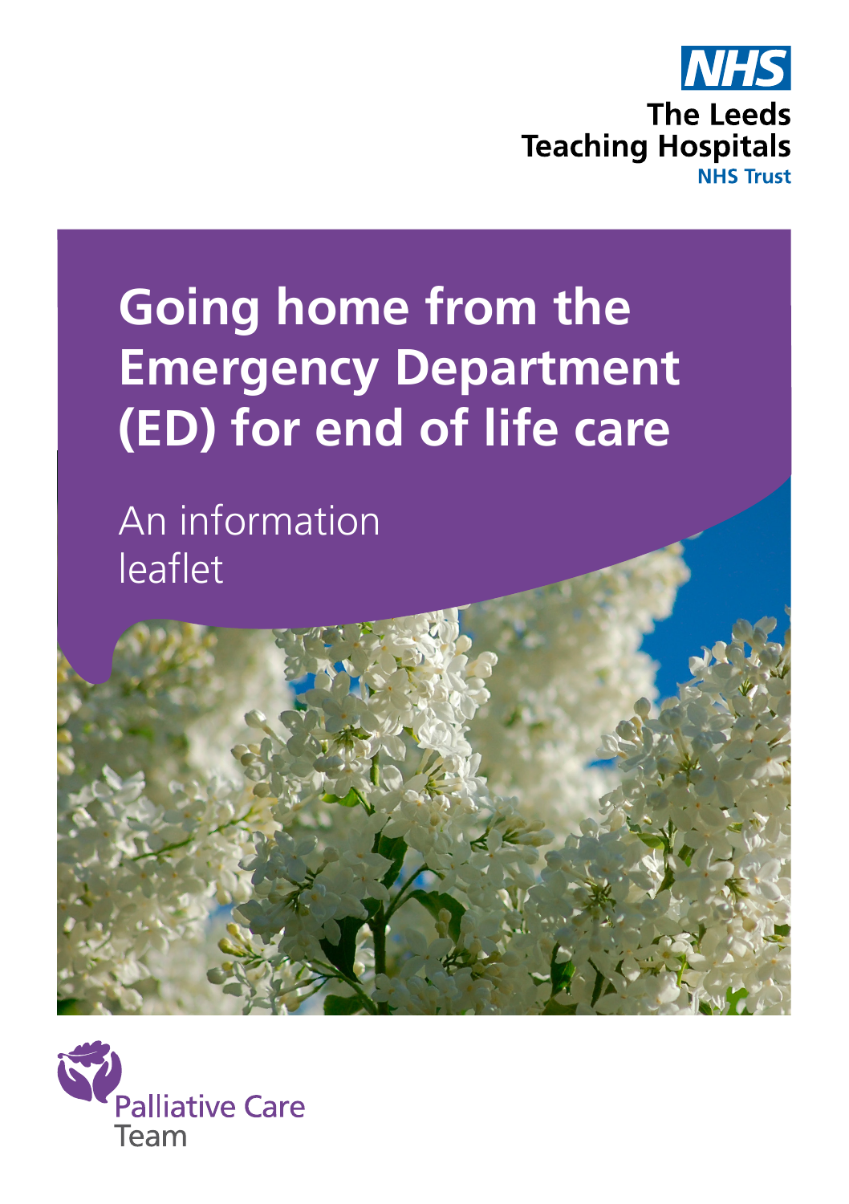NHS

The Leeds Teaching Hospitals NHS Trust

# Going home from the Emergency Department (ED) for end of life care

An information leaflet

Palliative Care Team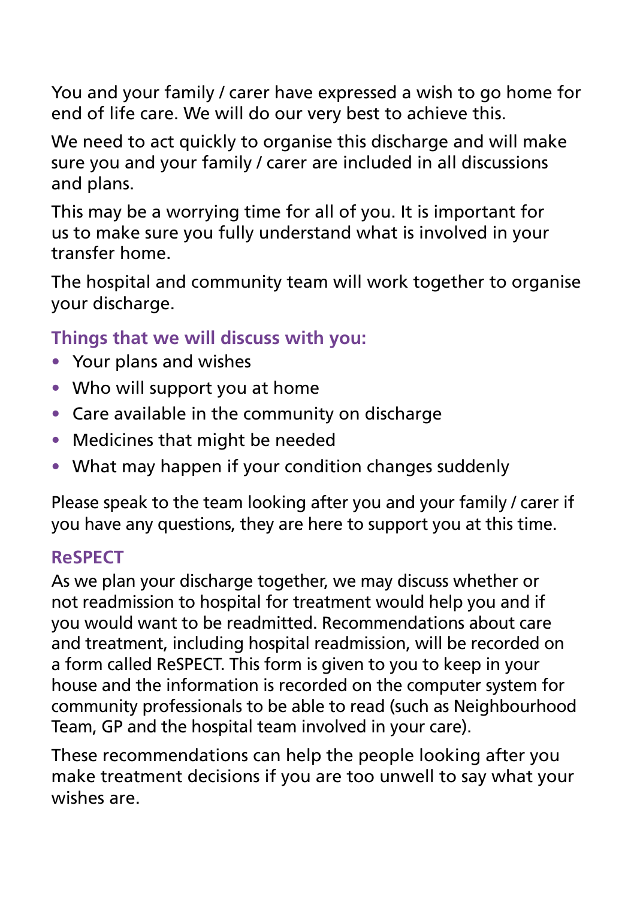You and your family / carer have expressed a wish to go home for end of life care. We will do our very best to achieve this.

We need to act quickly to organise this discharge and will make sure you and your family / carer are included in all discussions and plans.

This may be a worrying time for all of you. It is important for us to make sure you fully understand what is involved in your transfer home.

The hospital and community team will work together to organise your discharge.

## Things that we will discuss with you:

- Your plans and wishes
- Who will support you at home
- Care available in the community on discharge
- Medicines that might be needed
- What may happen if your condition changes suddenly

Please speak to the team looking after you and your family / carer if you have any questions, they are here to support you at this time.

## ReSPECT

As we plan your discharge together, we may discuss whether or not readmission to hospital for treatment would help you and if you would want to be readmitted. Recommendations about care and treatment, including hospital readmission, will be recorded on a form called ReSPECT. This form is given to you to keep in your house and the information is recorded on the computer system for community professionals to be able to read (such as Neighbourhood Team, GP and the hospital team involved in your care).

These recommendations can help the people looking after you make treatment decisions if you are too unwell to say what your wishes are.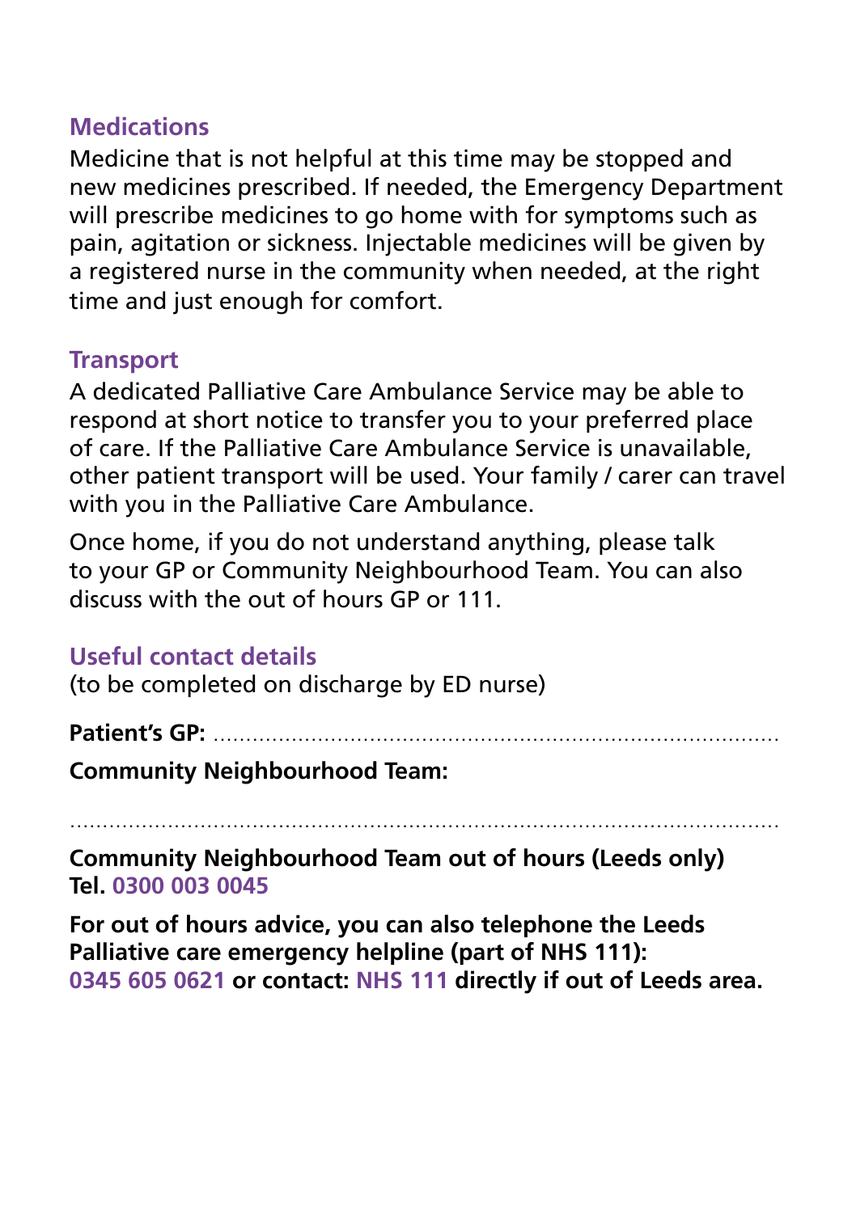## Medications

Medicine that is not helpful at this time may be stopped and new medicines prescribed. If needed, the Emergency Department will prescribe medicines to go home with for symptoms such as pain, agitation or sickness. Injectable medicines will be given by a registered nurse in the community when needed, at the right time and just enough for comfort.

## Transport

A dedicated Palliative Care Ambulance Service may be able to respond at short notice to transfer you to your preferred place of care. If the Palliative Care Ambulance Service is unavailable, other patient transport will be used. Your family / carer can travel with you in the Palliative Care Ambulance.

Once home, if you do not understand anything, please talk to your GP or Community Neighbourhood Team. You can also discuss with the out of hours GP or 111.

## Useful contact details

(to be completed on discharge by ED nurse)

**Patient's GP:** ...............................................................................

**Community Neighbourhood Team:**

.................................................................................................

**Community Neighbourhood Team out of hours (Leeds only) Tel. 0300 003 0045**

**For out of hours advice, you can also telephone the Leeds Palliative care emergency helpline (part of NHS 111): 0345 605 0621 or contact: NHS 111 directly if out of Leeds area.**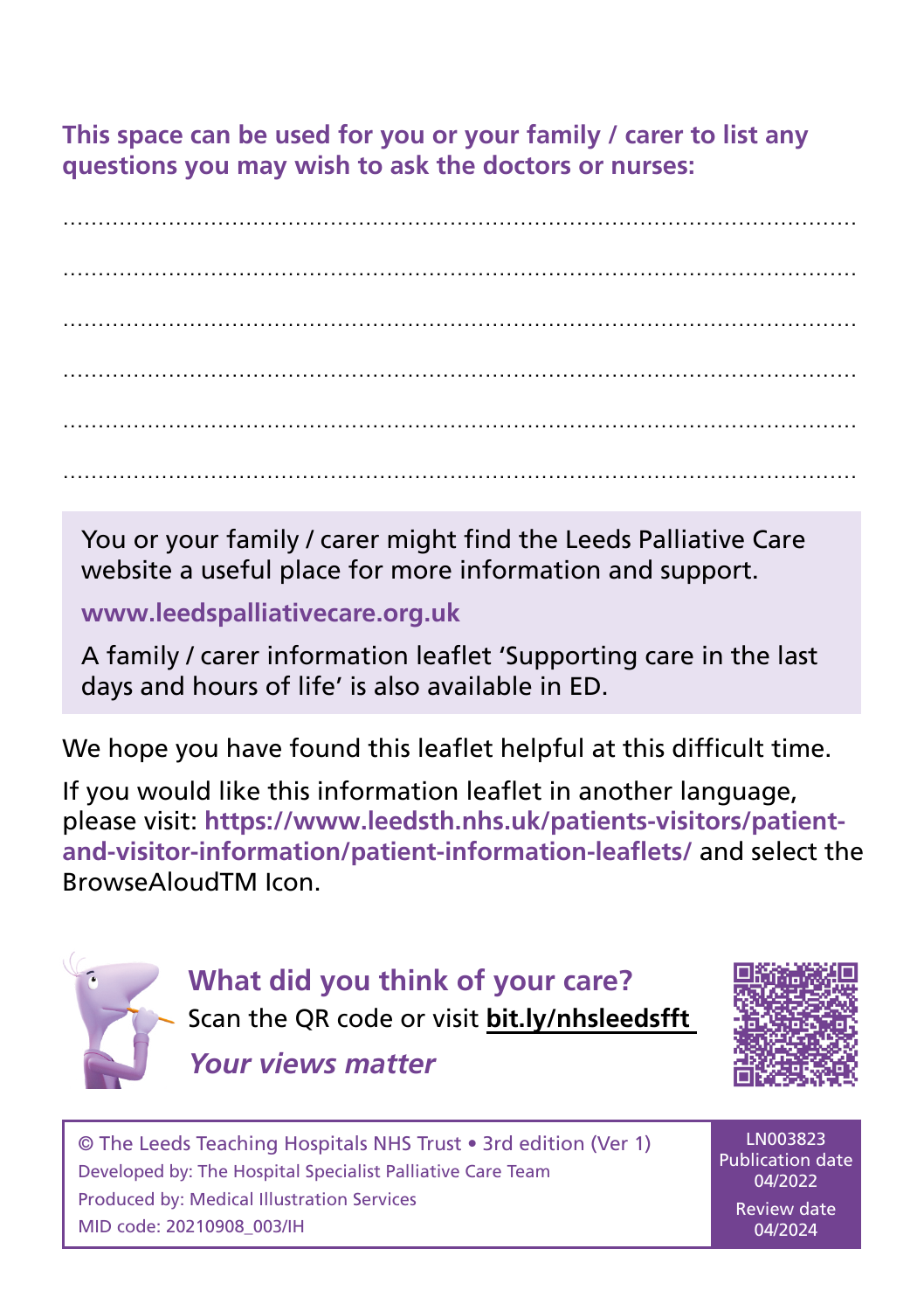**This space can be used for you or your family / carer to list any questions you may wish to ask the doctors or nurses:**

..........................................................................................................

..........................................................................................................

..........................................................................................................

..........................................................................................................

..........................................................................................................

..........................................................................................................

You or your family / carer might find the Leeds Palliative Care website a useful place for more information and support.

**www.leedspalliativecare.org.uk**

A family / carer information leaflet 'Supporting care in the last days and hours of life' is also available in ED.

We hope you have found this leaflet helpful at this difficult time.

If you would like this information leaflet in another language, please visit: **https://www.leedsth.nhs.uk/patients-visitors/patient-and-visitor-information/patient-information-leaflets/** and select the BrowseAloudTM Icon.

## What did you think of your care?

Scan the QR code or visit **bit.ly/nhsleedsfft**

***Your views matter***

© The Leeds Teaching Hospitals NHS Trust • 3rd edition (Ver 1)
Developed by: The Hospital Specialist Palliative Care Team
Produced by: Medical Illustration Services
MID code: 20210908_003/IH

LN003823
Publication date 04/2022
Review date 04/2024